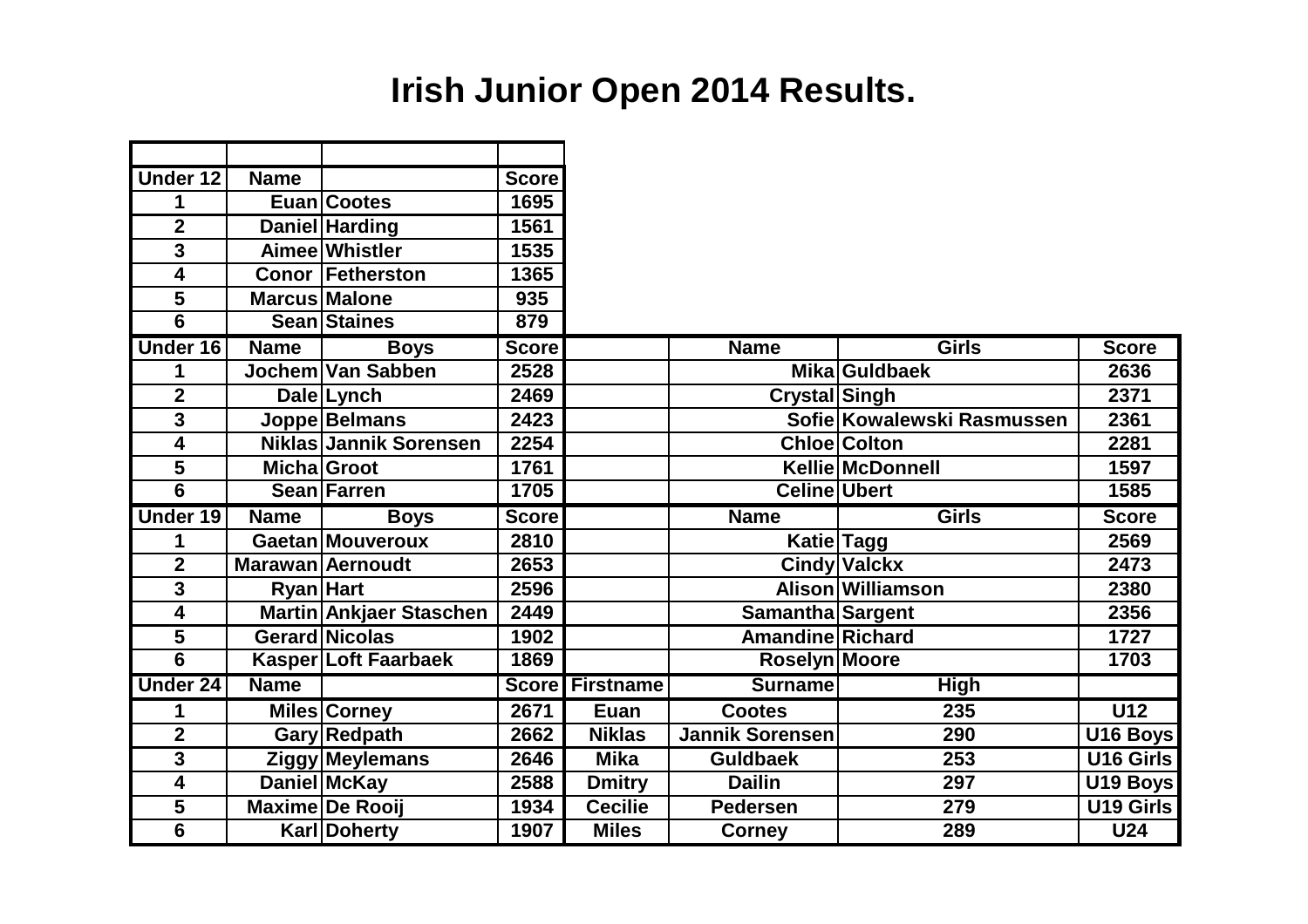# Irish Junior Open 2014 Results.

| | | | | | | | |
|---|---|---|---|---|---|---|---|
| **Under 12** | **Name** | | **Score** | | | | |
| **1** | **Euan** | **Cootes** | **1695** | | | | |
| **2** | **Daniel** | **Harding** | **1561** | | | | |
| **3** | **Aimee** | **Whistler** | **1535** | | | | |
| **4** | **Conor** | **Fetherston** | **1365** | | | | |
| **5** | **Marcus** | **Malone** | **935** | | | | |
| **6** | **Sean** | **Staines** | **879** | | | | |
| **Under 16** | **Name** | **Boys** | **Score** | | **Name** | **Girls** | **Score** |
| **1** | **Jochem** | **Van Sabben** | **2528** | | **Mika** | **Guldbaek** | **2636** |
| **2** | **Dale** | **Lynch** | **2469** | | **Crystal** | **Singh** | **2371** |
| **3** | **Joppe** | **Belmans** | **2423** | | **Sofie** | **Kowalewski Rasmussen** | **2361** |
| **4** | **Niklas** | **Jannik Sorensen** | **2254** | | **Chloe** | **Colton** | **2281** |
| **5** | **Micha** | **Groot** | **1761** | | **Kellie** | **McDonnell** | **1597** |
| **6** | **Sean** | **Farren** | **1705** | | **Celine** | **Ubert** | **1585** |
| **Under 19** | **Name** | **Boys** | **Score** | | **Name** | **Girls** | **Score** |
| **1** | **Gaetan** | **Mouveroux** | **2810** | | **Katie** | **Tagg** | **2569** |
| **2** | **Marawan** | **Aernoudt** | **2653** | | **Cindy** | **Valckx** | **2473** |
| **3** | **Ryan** | **Hart** | **2596** | | **Alison** | **Williamson** | **2380** |
| **4** | **Martin** | **Ankjaer Staschen** | **2449** | | **Samantha** | **Sargent** | **2356** |
| **5** | **Gerard** | **Nicolas** | **1902** | | **Amandine** | **Richard** | **1727** |
| **6** | **Kasper** | **Loft Faarbaek** | **1869** | | **Roselyn** | **Moore** | **1703** |
| **Under 24** | **Name** | | **Score** | **Firstname** | **Surname** | **High** | |
| **1** | **Miles** | **Corney** | **2671** | **Euan** | **Cootes** | **235** | **U12** |
| **2** | **Gary** | **Redpath** | **2662** | **Niklas** | **Jannik Sorensen** | **290** | **U16 Boys** |
| **3** | **Ziggy** | **Meylemans** | **2646** | **Mika** | **Guldbaek** | **253** | **U16 Girls** |
| **4** | **Daniel** | **McKay** | **2588** | **Dmitry** | **Dailin** | **297** | **U19 Boys** |
| **5** | **Maxime** | **De Rooij** | **1934** | **Cecilie** | **Pedersen** | **279** | **U19 Girls** |
| **6** | **Karl** | **Doherty** | **1907** | **Miles** | **Corney** | **289** | **U24** |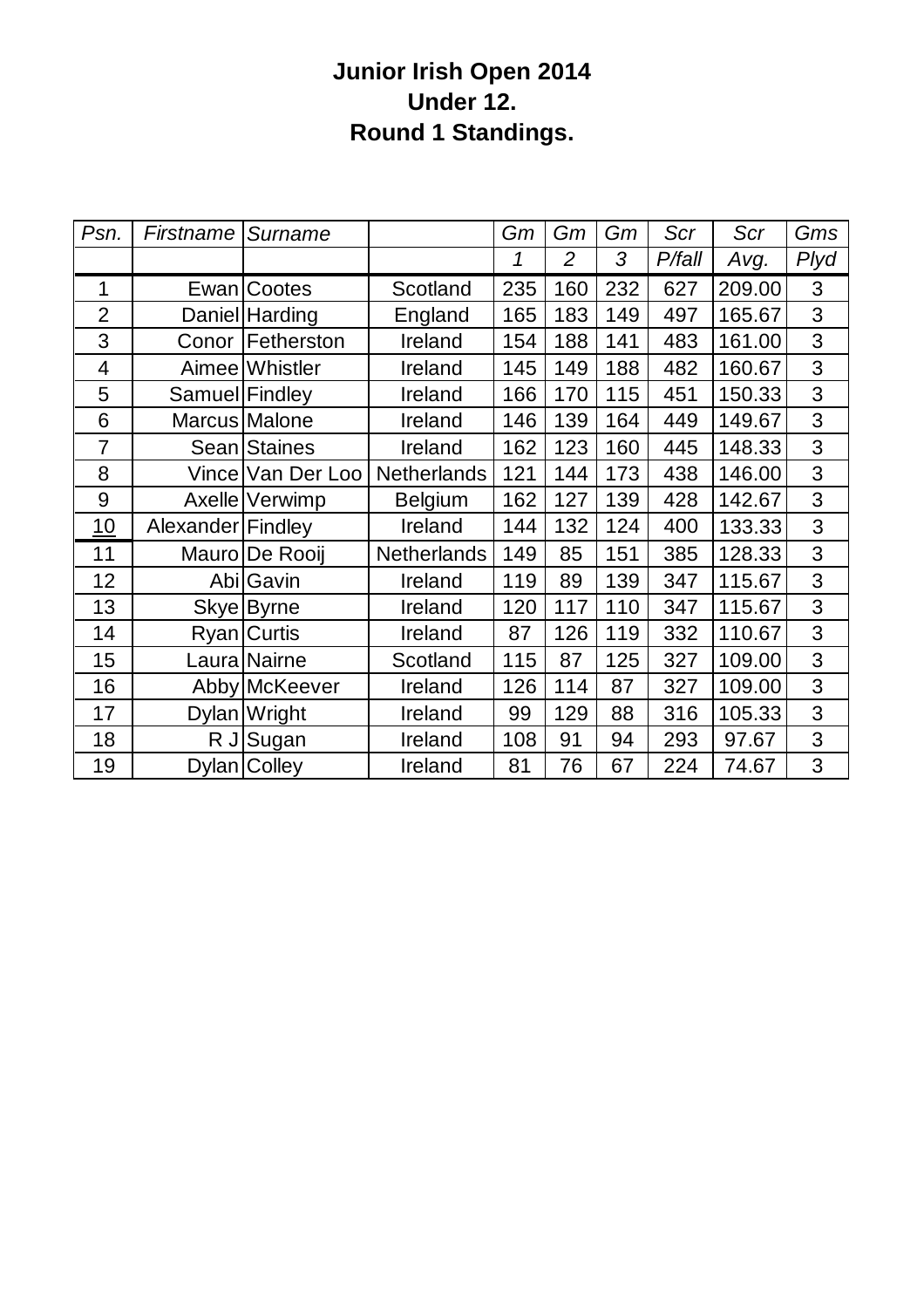# Junior Irish Open 2014
## Under 12.
## Round 1 Standings.

| *Psn.* | *Firstname* | *Surname* | | *Gm 1* | *Gm 2* | *Gm 3* | *Scr P/fall* | *Scr Avg.* | *Gms Plyd* |
|---|---|---|---|---|---|---|---|---|---|
| 1 | Ewan | Cootes | Scotland | 235 | 160 | 232 | 627 | 209.00 | 3 |
| 2 | Daniel | Harding | England | 165 | 183 | 149 | 497 | 165.67 | 3 |
| 3 | Conor | Fetherston | Ireland | 154 | 188 | 141 | 483 | 161.00 | 3 |
| 4 | Aimee | Whistler | Ireland | 145 | 149 | 188 | 482 | 160.67 | 3 |
| 5 | Samuel | Findley | Ireland | 166 | 170 | 115 | 451 | 150.33 | 3 |
| 6 | Marcus | Malone | Ireland | 146 | 139 | 164 | 449 | 149.67 | 3 |
| 7 | Sean | Staines | Ireland | 162 | 123 | 160 | 445 | 148.33 | 3 |
| 8 | Vince | Van Der Loo | Netherlands | 121 | 144 | 173 | 438 | 146.00 | 3 |
| 9 | Axelle | Verwimp | Belgium | 162 | 127 | 139 | 428 | 142.67 | 3 |
| 10 | Alexander | Findley | Ireland | 144 | 132 | 124 | 400 | 133.33 | 3 |
| 11 | Mauro | De Rooij | Netherlands | 149 | 85 | 151 | 385 | 128.33 | 3 |
| 12 | Abi | Gavin | Ireland | 119 | 89 | 139 | 347 | 115.67 | 3 |
| 13 | Skye | Byrne | Ireland | 120 | 117 | 110 | 347 | 115.67 | 3 |
| 14 | Ryan | Curtis | Ireland | 87 | 126 | 119 | 332 | 110.67 | 3 |
| 15 | Laura | Nairne | Scotland | 115 | 87 | 125 | 327 | 109.00 | 3 |
| 16 | Abby | McKeever | Ireland | 126 | 114 | 87 | 327 | 109.00 | 3 |
| 17 | Dylan | Wright | Ireland | 99 | 129 | 88 | 316 | 105.33 | 3 |
| 18 | R J | Sugan | Ireland | 108 | 91 | 94 | 293 | 97.67 | 3 |
| 19 | Dylan | Colley | Ireland | 81 | 76 | 67 | 224 | 74.67 | 3 |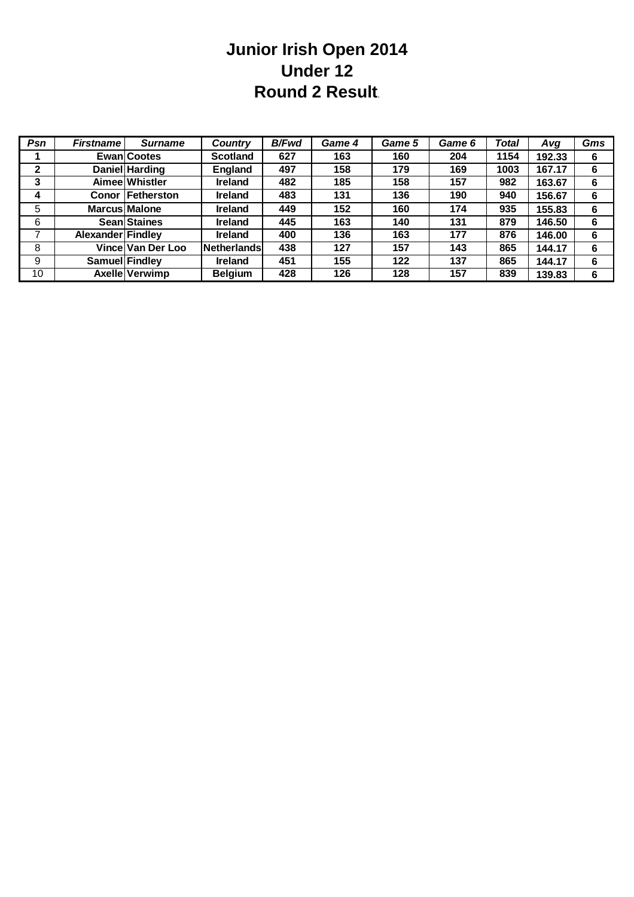# Junior Irish Open 2014
## Under 12
## Round 2 Result.

| *Psn* | *Firstname* | *Surname* | *Country* | *B/Fwd* | *Game 4* | *Game 5* | *Game 6* | *Total* | *Avg* | *Gms* |
|---|---|---|---|---|---|---|---|---|---|---|
| **1** | **Ewan** | **Cootes** | **Scotland** | **627** | **163** | **160** | **204** | **1154** | **192.33** | **6** |
| **2** | **Daniel** | **Harding** | **England** | **497** | **158** | **179** | **169** | **1003** | **167.17** | **6** |
| **3** | **Aimee** | **Whistler** | **Ireland** | **482** | **185** | **158** | **157** | **982** | **163.67** | **6** |
| **4** | **Conor** | **Fetherston** | **Ireland** | **483** | **131** | **136** | **190** | **940** | **156.67** | **6** |
| 5 | **Marcus** | **Malone** | **Ireland** | **449** | **152** | **160** | **174** | **935** | **155.83** | **6** |
| 6 | **Sean** | **Staines** | **Ireland** | **445** | **163** | **140** | **131** | **879** | **146.50** | **6** |
| 7 | **Alexander** | **Findley** | **Ireland** | **400** | **136** | **163** | **177** | **876** | **146.00** | **6** |
| 8 | **Vince** | **Van Der Loo** | **Netherlands** | **438** | **127** | **157** | **143** | **865** | **144.17** | **6** |
| 9 | **Samuel** | **Findley** | **Ireland** | **451** | **155** | **122** | **137** | **865** | **144.17** | **6** |
| 10 | **Axelle** | **Verwimp** | **Belgium** | **428** | **126** | **128** | **157** | **839** | **139.83** | **6** |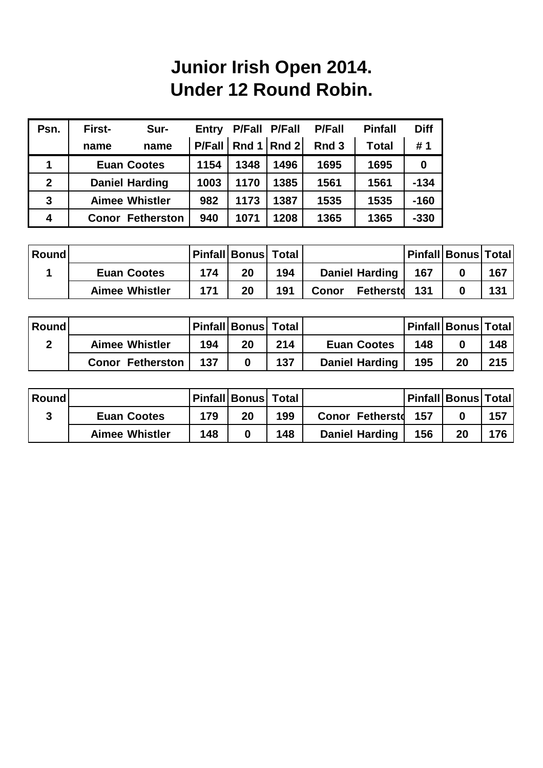# Junior Irish Open 2014.
# Under 12 Round Robin.

| Psn. | First-name | Sur-name | Entry P/Fall | P/Fall Rnd 1 | P/Fall Rnd 2 | P/Fall Rnd 3 | Pinfall Total | Diff # 1 |
|---|---|---|---|---|---|---|---|---|
| 1 | Euan | Cootes | 1154 | 1348 | 1496 | 1695 | 1695 | 0 |
| 2 | Daniel | Harding | 1003 | 1170 | 1385 | 1561 | 1561 | -134 |
| 3 | Aimee | Whistler | 982 | 1173 | 1387 | 1535 | 1535 | -160 |
| 4 | Conor | Fetherston | 940 | 1071 | 1208 | 1365 | 1365 | -330 |

| Round | | Pinfall | Bonus | Total | | Pinfall | Bonus | Total |
|---|---|---|---|---|---|---|---|---|
| 1 | Euan Cootes | 174 | 20 | 194 | Daniel Harding | 167 | 0 | 167 |
| | Aimee Whistler | 171 | 20 | 191 | Conor Fetherstc | 131 | 0 | 131 |

| Round | | Pinfall | Bonus | Total | | Pinfall | Bonus | Total |
|---|---|---|---|---|---|---|---|---|
| 2 | Aimee Whistler | 194 | 20 | 214 | Euan Cootes | 148 | 0 | 148 |
| | Conor Fetherston | 137 | 0 | 137 | Daniel Harding | 195 | 20 | 215 |

| Round | | Pinfall | Bonus | Total | | Pinfall | Bonus | Total |
|---|---|---|---|---|---|---|---|---|
| 3 | Euan Cootes | 179 | 20 | 199 | Conor Fetherstc | 157 | 0 | 157 |
| | Aimee Whistler | 148 | 0 | 148 | Daniel Harding | 156 | 20 | 176 |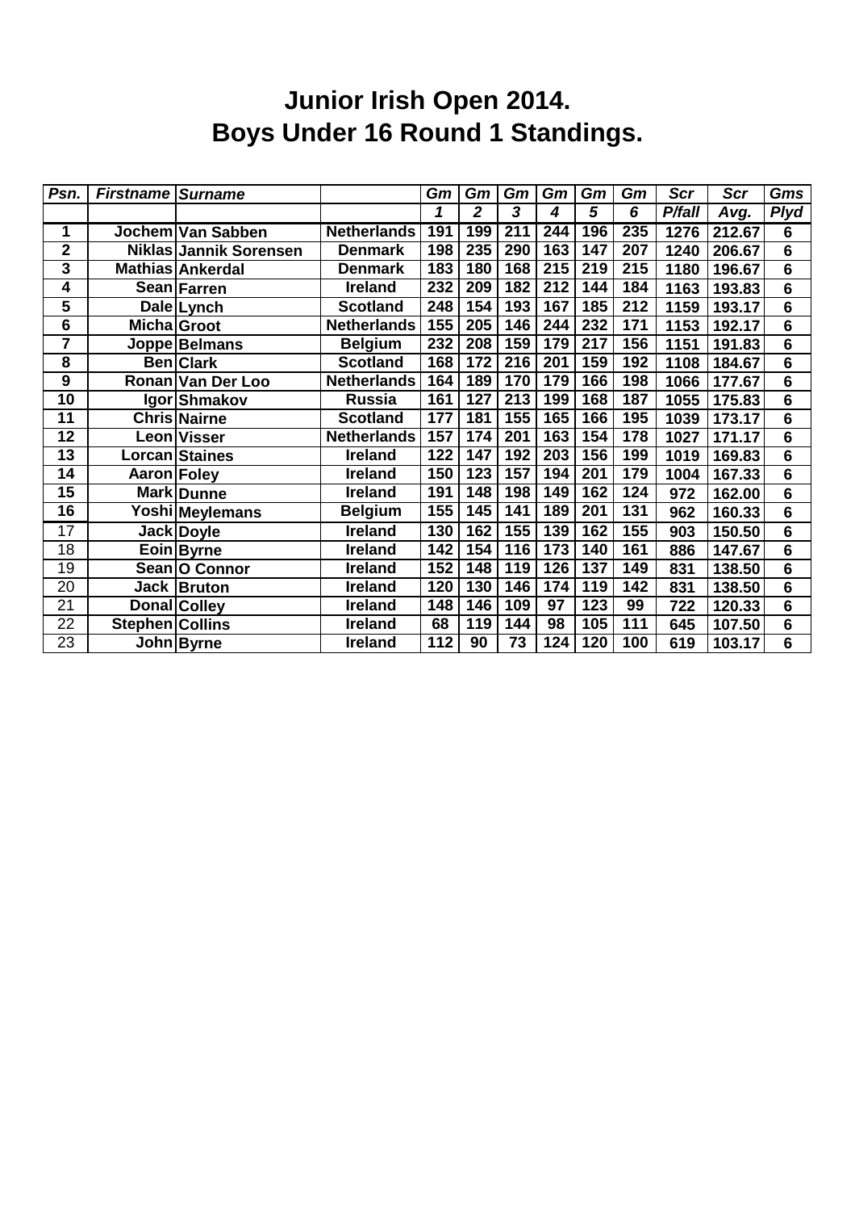# Junior Irish Open 2014.
# Boys Under 16 Round 1 Standings.

| Psn. | Firstname | Surname | | Gm 1 | Gm 2 | Gm 3 | Gm 4 | Gm 5 | Gm 6 | Scr P/fall | Scr Avg. | Gms Plyd |
|---|---|---|---|---|---|---|---|---|---|---|---|---|
| 1 | Jochem | Van Sabben | Netherlands | 191 | 199 | 211 | 244 | 196 | 235 | 1276 | 212.67 | 6 |
| 2 | Niklas | Jannik Sorensen | Denmark | 198 | 235 | 290 | 163 | 147 | 207 | 1240 | 206.67 | 6 |
| 3 | Mathias | Ankerdal | Denmark | 183 | 180 | 168 | 215 | 219 | 215 | 1180 | 196.67 | 6 |
| 4 | Sean | Farren | Ireland | 232 | 209 | 182 | 212 | 144 | 184 | 1163 | 193.83 | 6 |
| 5 | Dale | Lynch | Scotland | 248 | 154 | 193 | 167 | 185 | 212 | 1159 | 193.17 | 6 |
| 6 | Micha | Groot | Netherlands | 155 | 205 | 146 | 244 | 232 | 171 | 1153 | 192.17 | 6 |
| 7 | Joppe | Belmans | Belgium | 232 | 208 | 159 | 179 | 217 | 156 | 1151 | 191.83 | 6 |
| 8 | Ben | Clark | Scotland | 168 | 172 | 216 | 201 | 159 | 192 | 1108 | 184.67 | 6 |
| 9 | Ronan | Van Der Loo | Netherlands | 164 | 189 | 170 | 179 | 166 | 198 | 1066 | 177.67 | 6 |
| 10 | Igor | Shmakov | Russia | 161 | 127 | 213 | 199 | 168 | 187 | 1055 | 175.83 | 6 |
| 11 | Chris | Nairne | Scotland | 177 | 181 | 155 | 165 | 166 | 195 | 1039 | 173.17 | 6 |
| 12 | Leon | Visser | Netherlands | 157 | 174 | 201 | 163 | 154 | 178 | 1027 | 171.17 | 6 |
| 13 | Lorcan | Staines | Ireland | 122 | 147 | 192 | 203 | 156 | 199 | 1019 | 169.83 | 6 |
| 14 | Aaron | Foley | Ireland | 150 | 123 | 157 | 194 | 201 | 179 | 1004 | 167.33 | 6 |
| 15 | Mark | Dunne | Ireland | 191 | 148 | 198 | 149 | 162 | 124 | 972 | 162.00 | 6 |
| 16 | Yoshi | Meylemans | Belgium | 155 | 145 | 141 | 189 | 201 | 131 | 962 | 160.33 | 6 |
| 17 | Jack | Doyle | Ireland | 130 | 162 | 155 | 139 | 162 | 155 | 903 | 150.50 | 6 |
| 18 | Eoin | Byrne | Ireland | 142 | 154 | 116 | 173 | 140 | 161 | 886 | 147.67 | 6 |
| 19 | Sean | O Connor | Ireland | 152 | 148 | 119 | 126 | 137 | 149 | 831 | 138.50 | 6 |
| 20 | Jack | Bruton | Ireland | 120 | 130 | 146 | 174 | 119 | 142 | 831 | 138.50 | 6 |
| 21 | Donal | Colley | Ireland | 148 | 146 | 109 | 97 | 123 | 99 | 722 | 120.33 | 6 |
| 22 | Stephen | Collins | Ireland | 68 | 119 | 144 | 98 | 105 | 111 | 645 | 107.50 | 6 |
| 23 | John | Byrne | Ireland | 112 | 90 | 73 | 124 | 120 | 100 | 619 | 103.17 | 6 |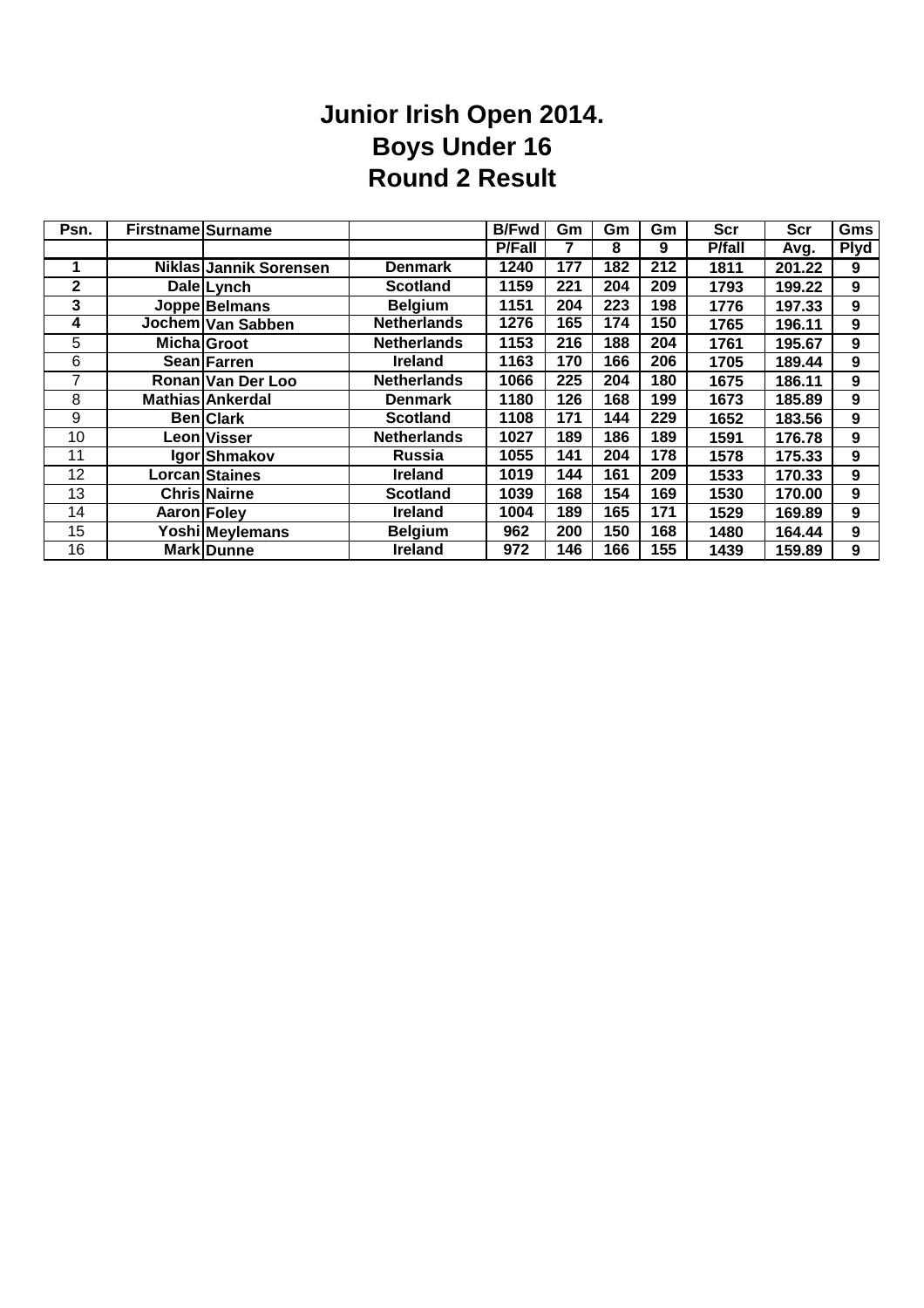# Junior Irish Open 2014.
# Boys Under 16
# Round 2 Result

| Psn. | Firstname | Surname | | B/Fwd | Gm | Gm | Gm | Scr | Scr | Gms |
|---|---|---|---|---|---|---|---|---|---|---|
| | | | | P/Fall | 7 | 8 | 9 | P/fall | Avg. | Plyd |
| **1** | **Niklas** | **Jannik Sorensen** | **Denmark** | **1240** | **177** | **182** | **212** | **1811** | **201.22** | **9** |
| **2** | **Dale** | **Lynch** | **Scotland** | **1159** | **221** | **204** | **209** | **1793** | **199.22** | **9** |
| **3** | **Joppe** | **Belmans** | **Belgium** | **1151** | **204** | **223** | **198** | **1776** | **197.33** | **9** |
| **4** | **Jochem** | **Van Sabben** | **Netherlands** | **1276** | **165** | **174** | **150** | **1765** | **196.11** | **9** |
| 5 | **Micha** | **Groot** | **Netherlands** | **1153** | **216** | **188** | **204** | **1761** | **195.67** | **9** |
| 6 | **Sean** | **Farren** | **Ireland** | **1163** | **170** | **166** | **206** | **1705** | **189.44** | **9** |
| 7 | **Ronan** | **Van Der Loo** | **Netherlands** | **1066** | **225** | **204** | **180** | **1675** | **186.11** | **9** |
| 8 | **Mathias** | **Ankerdal** | **Denmark** | **1180** | **126** | **168** | **199** | **1673** | **185.89** | **9** |
| 9 | **Ben** | **Clark** | **Scotland** | **1108** | **171** | **144** | **229** | **1652** | **183.56** | **9** |
| 10 | **Leon** | **Visser** | **Netherlands** | **1027** | **189** | **186** | **189** | **1591** | **176.78** | **9** |
| 11 | **Igor** | **Shmakov** | **Russia** | **1055** | **141** | **204** | **178** | **1578** | **175.33** | **9** |
| 12 | **Lorcan** | **Staines** | **Ireland** | **1019** | **144** | **161** | **209** | **1533** | **170.33** | **9** |
| 13 | **Chris** | **Nairne** | **Scotland** | **1039** | **168** | **154** | **169** | **1530** | **170.00** | **9** |
| 14 | **Aaron** | **Foley** | **Ireland** | **1004** | **189** | **165** | **171** | **1529** | **169.89** | **9** |
| 15 | **Yoshi** | **Meylemans** | **Belgium** | **962** | **200** | **150** | **168** | **1480** | **164.44** | **9** |
| 16 | **Mark** | **Dunne** | **Ireland** | **972** | **146** | **166** | **155** | **1439** | **159.89** | **9** |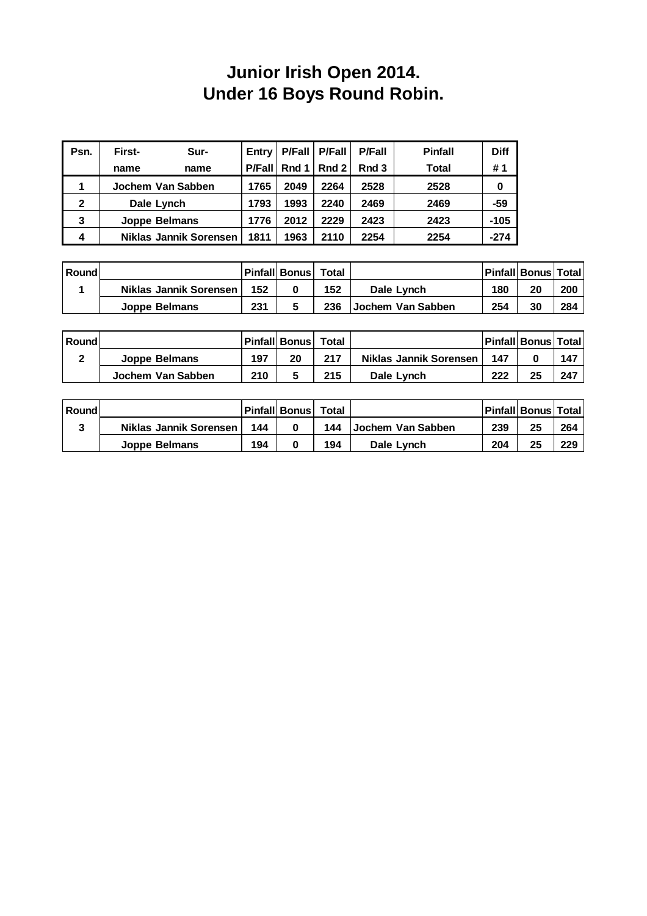# Junior Irish Open 2014.
# Under 16 Boys Round Robin.

| Psn. | First- name | Sur- name | Entry P/Fall | P/Fall Rnd 1 | P/Fall Rnd 2 | P/Fall Rnd 3 | Pinfall Total | Diff # 1 |
|---|---|---|---|---|---|---|---|---|
| 1 | Jochem | Van Sabben | 1765 | 2049 | 2264 | 2528 | 2528 | 0 |
| 2 | Dale | Lynch | 1793 | 1993 | 2240 | 2469 | 2469 | -59 |
| 3 | Joppe | Belmans | 1776 | 2012 | 2229 | 2423 | 2423 | -105 |
| 4 | Niklas Jannik | Sorensen | 1811 | 1963 | 2110 | 2254 | 2254 | -274 |

| Round | | Pinfall | Bonus | Total | | Pinfall | Bonus | Total |
|---|---|---|---|---|---|---|---|---|
| 1 | Niklas Jannik Sorensen | 152 | 0 | 152 | Dale Lynch | 180 | 20 | 200 |
| | Joppe Belmans | 231 | 5 | 236 | Jochem Van Sabben | 254 | 30 | 284 |

| Round | | Pinfall | Bonus | Total | | Pinfall | Bonus | Total |
|---|---|---|---|---|---|---|---|---|
| 2 | Joppe Belmans | 197 | 20 | 217 | Niklas Jannik Sorensen | 147 | 0 | 147 |
| | Jochem Van Sabben | 210 | 5 | 215 | Dale Lynch | 222 | 25 | 247 |

| Round | | Pinfall | Bonus | Total | | Pinfall | Bonus | Total |
|---|---|---|---|---|---|---|---|---|
| 3 | Niklas Jannik Sorensen | 144 | 0 | 144 | Jochem Van Sabben | 239 | 25 | 264 |
| | Joppe Belmans | 194 | 0 | 194 | Dale Lynch | 204 | 25 | 229 |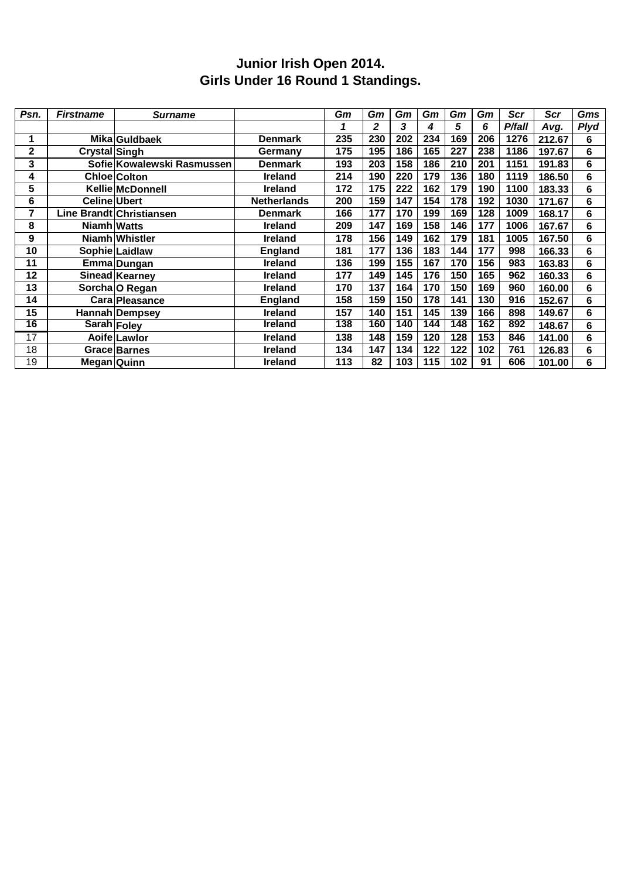# Junior Irish Open 2014.
## Girls Under 16 Round 1 Standings.

| Psn. | Firstname | Surname | | Gm 1 | Gm 2 | Gm 3 | Gm 4 | Gm 5 | Gm 6 | Scr P/fall | Scr Avg. | Gms Plyd |
|---|---|---|---|---|---|---|---|---|---|---|---|---|
| 1 | Mika | Guldbaek | Denmark | 235 | 230 | 202 | 234 | 169 | 206 | 1276 | 212.67 | 6 |
| 2 | Crystal | Singh | Germany | 175 | 195 | 186 | 165 | 227 | 238 | 1186 | 197.67 | 6 |
| 3 | Sofie | Kowalewski Rasmussen | Denmark | 193 | 203 | 158 | 186 | 210 | 201 | 1151 | 191.83 | 6 |
| 4 | Chloe | Colton | Ireland | 214 | 190 | 220 | 179 | 136 | 180 | 1119 | 186.50 | 6 |
| 5 | Kellie | McDonnell | Ireland | 172 | 175 | 222 | 162 | 179 | 190 | 1100 | 183.33 | 6 |
| 6 | Celine | Ubert | Netherlands | 200 | 159 | 147 | 154 | 178 | 192 | 1030 | 171.67 | 6 |
| 7 | Line Brandt | Christiansen | Denmark | 166 | 177 | 170 | 199 | 169 | 128 | 1009 | 168.17 | 6 |
| 8 | Niamh | Watts | Ireland | 209 | 147 | 169 | 158 | 146 | 177 | 1006 | 167.67 | 6 |
| 9 | Niamh | Whistler | Ireland | 178 | 156 | 149 | 162 | 179 | 181 | 1005 | 167.50 | 6 |
| 10 | Sophie | Laidlaw | England | 181 | 177 | 136 | 183 | 144 | 177 | 998 | 166.33 | 6 |
| 11 | Emma | Dungan | Ireland | 136 | 199 | 155 | 167 | 170 | 156 | 983 | 163.83 | 6 |
| 12 | Sinead | Kearney | Ireland | 177 | 149 | 145 | 176 | 150 | 165 | 962 | 160.33 | 6 |
| 13 | Sorcha | O Regan | Ireland | 170 | 137 | 164 | 170 | 150 | 169 | 960 | 160.00 | 6 |
| 14 | Cara | Pleasance | England | 158 | 159 | 150 | 178 | 141 | 130 | 916 | 152.67 | 6 |
| 15 | Hannah | Dempsey | Ireland | 157 | 140 | 151 | 145 | 139 | 166 | 898 | 149.67 | 6 |
| 16 | Sarah | Foley | Ireland | 138 | 160 | 140 | 144 | 148 | 162 | 892 | 148.67 | 6 |
| 17 | Aoife | Lawlor | Ireland | 138 | 148 | 159 | 120 | 128 | 153 | 846 | 141.00 | 6 |
| 18 | Grace | Barnes | Ireland | 134 | 147 | 134 | 122 | 122 | 102 | 761 | 126.83 | 6 |
| 19 | Megan | Quinn | Ireland | 113 | 82 | 103 | 115 | 102 | 91 | 606 | 101.00 | 6 |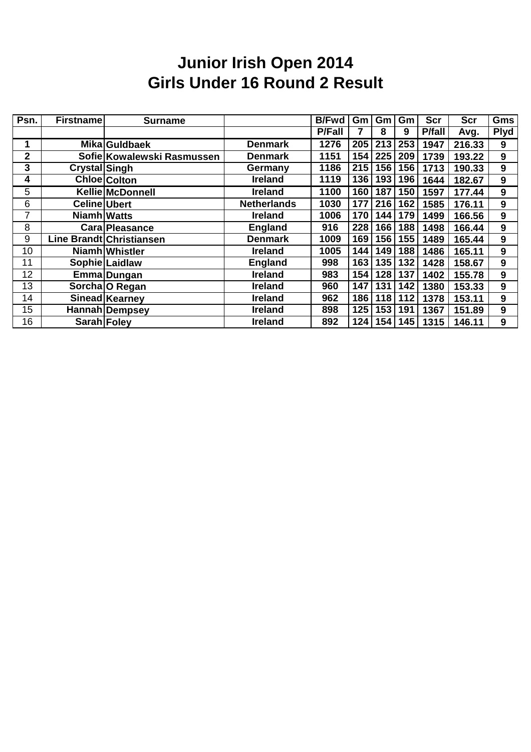# Junior Irish Open 2014
## Girls Under 16 Round 2 Result

| Psn. | Firstname | Surname | | B/Fwd | Gm | Gm | Gm | Scr | Scr | Gms |
|---|---|---|---|---|---|---|---|---|---|---|
| | | | | P/Fall | 7 | 8 | 9 | P/fall | Avg. | Plyd |
| 1 | Mika | Guldbaek | Denmark | 1276 | 205 | 213 | 253 | 1947 | 216.33 | 9 |
| 2 | Sofie | Kowalewski Rasmussen | Denmark | 1151 | 154 | 225 | 209 | 1739 | 193.22 | 9 |
| 3 | Crystal | Singh | Germany | 1186 | 215 | 156 | 156 | 1713 | 190.33 | 9 |
| 4 | Chloe | Colton | Ireland | 1119 | 136 | 193 | 196 | 1644 | 182.67 | 9 |
| 5 | Kellie | McDonnell | Ireland | 1100 | 160 | 187 | 150 | 1597 | 177.44 | 9 |
| 6 | Celine | Ubert | Netherlands | 1030 | 177 | 216 | 162 | 1585 | 176.11 | 9 |
| 7 | Niamh | Watts | Ireland | 1006 | 170 | 144 | 179 | 1499 | 166.56 | 9 |
| 8 | Cara | Pleasance | England | 916 | 228 | 166 | 188 | 1498 | 166.44 | 9 |
| 9 | Line Brandt | Christiansen | Denmark | 1009 | 169 | 156 | 155 | 1489 | 165.44 | 9 |
| 10 | Niamh | Whistler | Ireland | 1005 | 144 | 149 | 188 | 1486 | 165.11 | 9 |
| 11 | Sophie | Laidlaw | England | 998 | 163 | 135 | 132 | 1428 | 158.67 | 9 |
| 12 | Emma | Dungan | Ireland | 983 | 154 | 128 | 137 | 1402 | 155.78 | 9 |
| 13 | Sorcha | O Regan | Ireland | 960 | 147 | 131 | 142 | 1380 | 153.33 | 9 |
| 14 | Sinead | Kearney | Ireland | 962 | 186 | 118 | 112 | 1378 | 153.11 | 9 |
| 15 | Hannah | Dempsey | Ireland | 898 | 125 | 153 | 191 | 1367 | 151.89 | 9 |
| 16 | Sarah | Foley | Ireland | 892 | 124 | 154 | 145 | 1315 | 146.11 | 9 |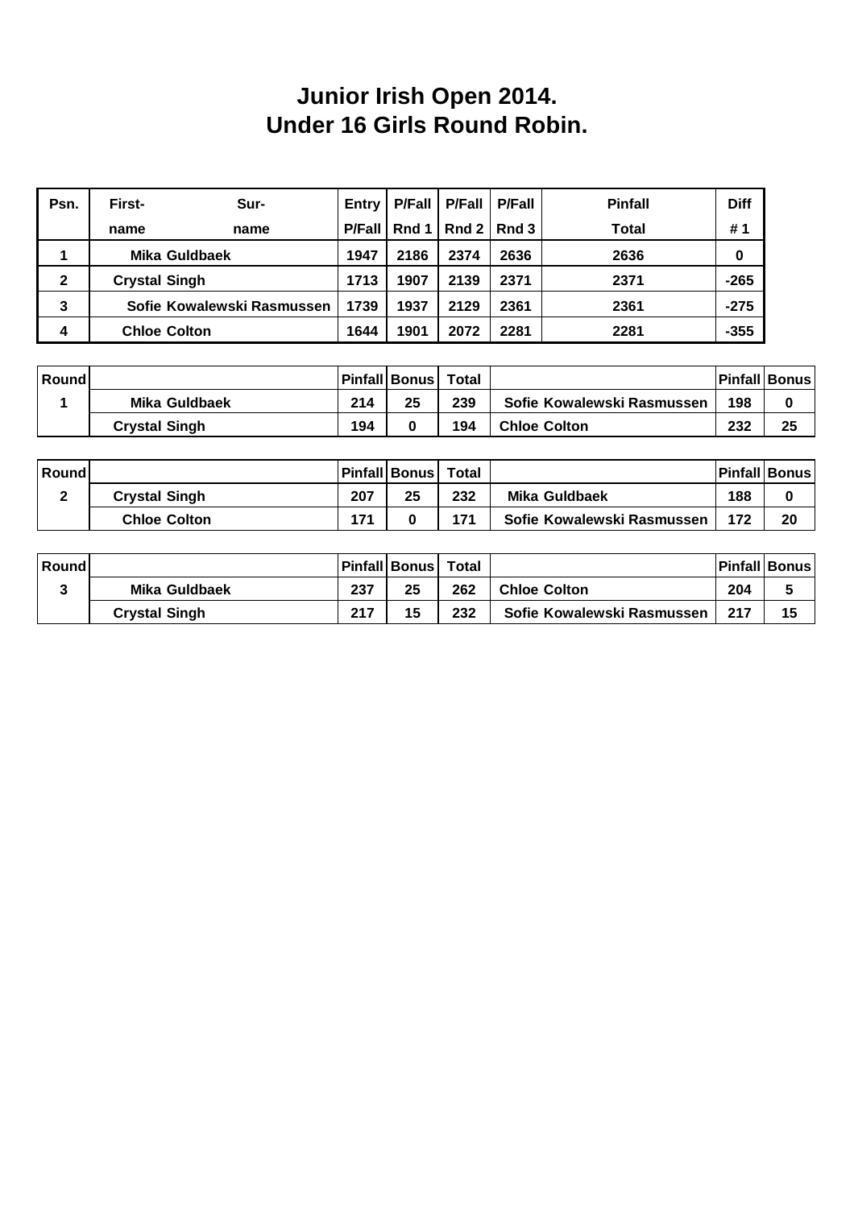# Junior Irish Open 2014.
# Under 16 Girls Round Robin.

| Psn. | First- name | Sur- name | Entry P/Fall | P/Fall Rnd 1 | P/Fall Rnd 2 | P/Fall Rnd 3 | Pinfall Total | Diff # 1 |
|---|---|---|---|---|---|---|---|---|
| 1 | Mika | Guldbaek | 1947 | 2186 | 2374 | 2636 | 2636 | 0 |
| 2 | Crystal | Singh | 1713 | 1907 | 2139 | 2371 | 2371 | -265 |
| 3 | Sofie | Kowalewski Rasmussen | 1739 | 1937 | 2129 | 2361 | 2361 | -275 |
| 4 | Chloe | Colton | 1644 | 1901 | 2072 | 2281 | 2281 | -355 |

| Round | | Pinfall | Bonus | Total | | Pinfall | Bonus |
|---|---|---|---|---|---|---|---|
| 1 | Mika Guldbaek | 214 | 25 | 239 | Sofie Kowalewski Rasmussen | 198 | 0 |
| | Crystal Singh | 194 | 0 | 194 | Chloe Colton | 232 | 25 |

| Round | | Pinfall | Bonus | Total | | Pinfall | Bonus |
|---|---|---|---|---|---|---|---|
| 2 | Crystal Singh | 207 | 25 | 232 | Mika Guldbaek | 188 | 0 |
| | Chloe Colton | 171 | 0 | 171 | Sofie Kowalewski Rasmussen | 172 | 20 |

| Round | | Pinfall | Bonus | Total | | Pinfall | Bonus |
|---|---|---|---|---|---|---|---|
| 3 | Mika Guldbaek | 237 | 25 | 262 | Chloe Colton | 204 | 5 |
| | Crystal Singh | 217 | 15 | 232 | Sofie Kowalewski Rasmussen | 217 | 15 |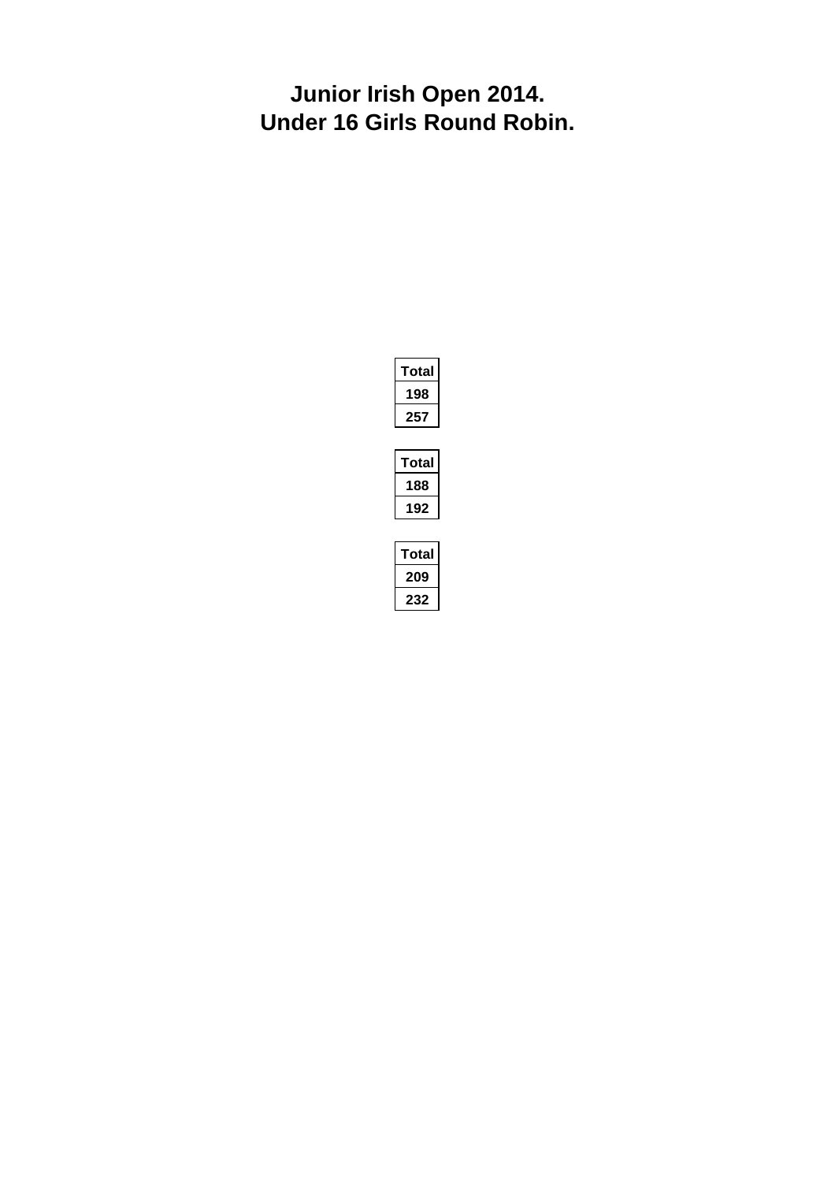# Junior Irish Open 2014.
# Under 16 Girls Round Robin.

| Total |
|---|
| 198 |
| 257 |

| Total |
|---|
| 188 |
| 192 |

| Total |
|---|
| 209 |
| 232 |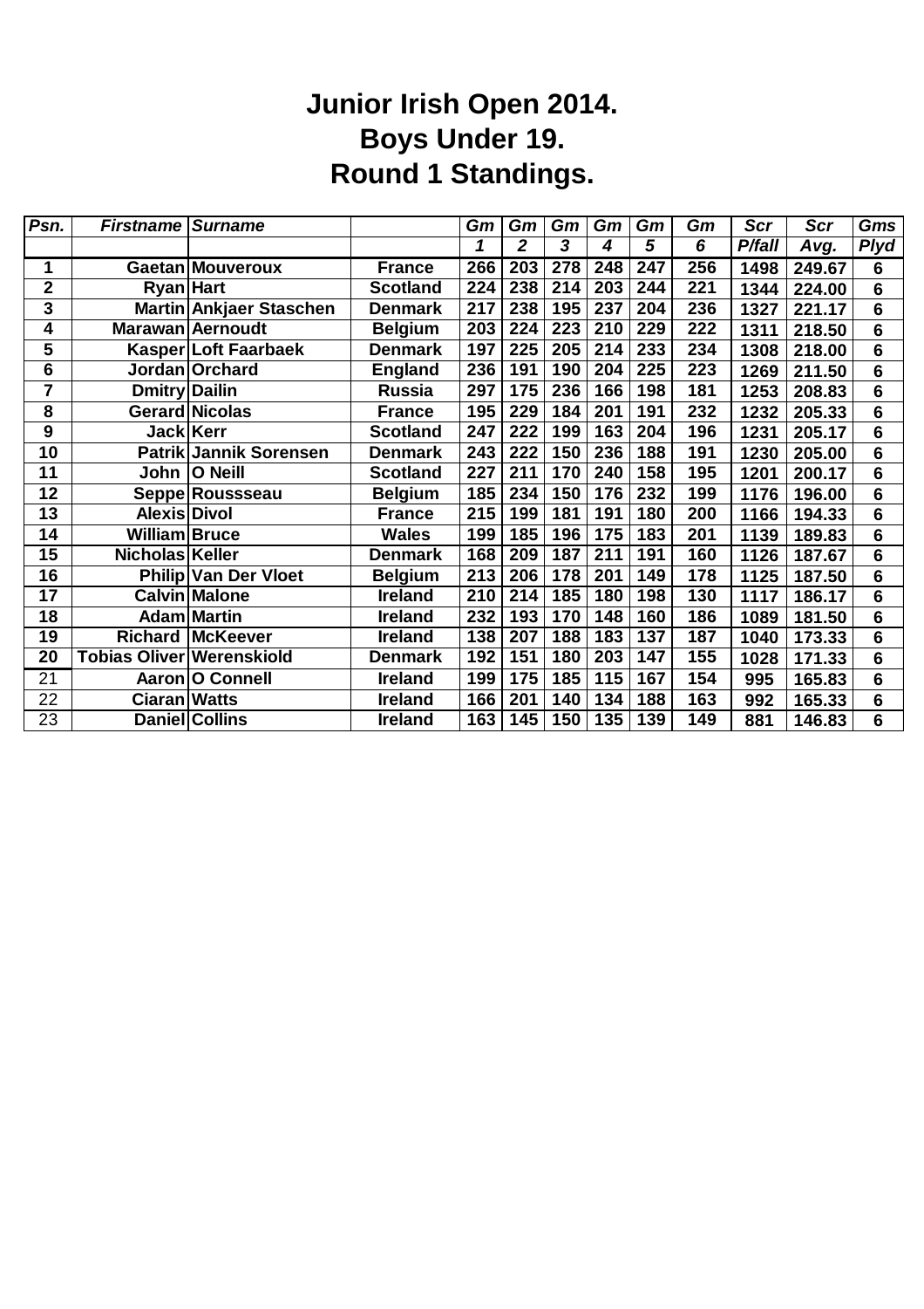# Junior Irish Open 2014.
# Boys Under 19.
# Round 1 Standings.

| Psn. | Firstname | Surname | | Gm 1 | Gm 2 | Gm 3 | Gm 4 | Gm 5 | Gm 6 | Scr P/fall | Scr Avg. | Gms Plyd |
|---|---|---|---|---|---|---|---|---|---|---|---|---|
| 1 | Gaetan | Mouveroux | France | 266 | 203 | 278 | 248 | 247 | 256 | 1498 | 249.67 | 6 |
| 2 | Ryan | Hart | Scotland | 224 | 238 | 214 | 203 | 244 | 221 | 1344 | 224.00 | 6 |
| 3 | Martin | Ankjaer Staschen | Denmark | 217 | 238 | 195 | 237 | 204 | 236 | 1327 | 221.17 | 6 |
| 4 | Marawan | Aernoudt | Belgium | 203 | 224 | 223 | 210 | 229 | 222 | 1311 | 218.50 | 6 |
| 5 | Kasper | Loft Faarbaek | Denmark | 197 | 225 | 205 | 214 | 233 | 234 | 1308 | 218.00 | 6 |
| 6 | Jordan | Orchard | England | 236 | 191 | 190 | 204 | 225 | 223 | 1269 | 211.50 | 6 |
| 7 | Dmitry | Dailin | Russia | 297 | 175 | 236 | 166 | 198 | 181 | 1253 | 208.83 | 6 |
| 8 | Gerard | Nicolas | France | 195 | 229 | 184 | 201 | 191 | 232 | 1232 | 205.33 | 6 |
| 9 | Jack | Kerr | Scotland | 247 | 222 | 199 | 163 | 204 | 196 | 1231 | 205.17 | 6 |
| 10 | Patrik | Jannik Sorensen | Denmark | 243 | 222 | 150 | 236 | 188 | 191 | 1230 | 205.00 | 6 |
| 11 | John | O Neill | Scotland | 227 | 211 | 170 | 240 | 158 | 195 | 1201 | 200.17 | 6 |
| 12 | Seppe | Roussseau | Belgium | 185 | 234 | 150 | 176 | 232 | 199 | 1176 | 196.00 | 6 |
| 13 | Alexis | Divol | France | 215 | 199 | 181 | 191 | 180 | 200 | 1166 | 194.33 | 6 |
| 14 | William | Bruce | Wales | 199 | 185 | 196 | 175 | 183 | 201 | 1139 | 189.83 | 6 |
| 15 | Nicholas | Keller | Denmark | 168 | 209 | 187 | 211 | 191 | 160 | 1126 | 187.67 | 6 |
| 16 | Philip | Van Der Vloet | Belgium | 213 | 206 | 178 | 201 | 149 | 178 | 1125 | 187.50 | 6 |
| 17 | Calvin | Malone | Ireland | 210 | 214 | 185 | 180 | 198 | 130 | 1117 | 186.17 | 6 |
| 18 | Adam | Martin | Ireland | 232 | 193 | 170 | 148 | 160 | 186 | 1089 | 181.50 | 6 |
| 19 | Richard | McKeever | Ireland | 138 | 207 | 188 | 183 | 137 | 187 | 1040 | 173.33 | 6 |
| 20 | Tobias Oliver | Werenskiold | Denmark | 192 | 151 | 180 | 203 | 147 | 155 | 1028 | 171.33 | 6 |
| 21 | Aaron | O Connell | Ireland | 199 | 175 | 185 | 115 | 167 | 154 | 995 | 165.83 | 6 |
| 22 | Ciaran | Watts | Ireland | 166 | 201 | 140 | 134 | 188 | 163 | 992 | 165.33 | 6 |
| 23 | Daniel | Collins | Ireland | 163 | 145 | 150 | 135 | 139 | 149 | 881 | 146.83 | 6 |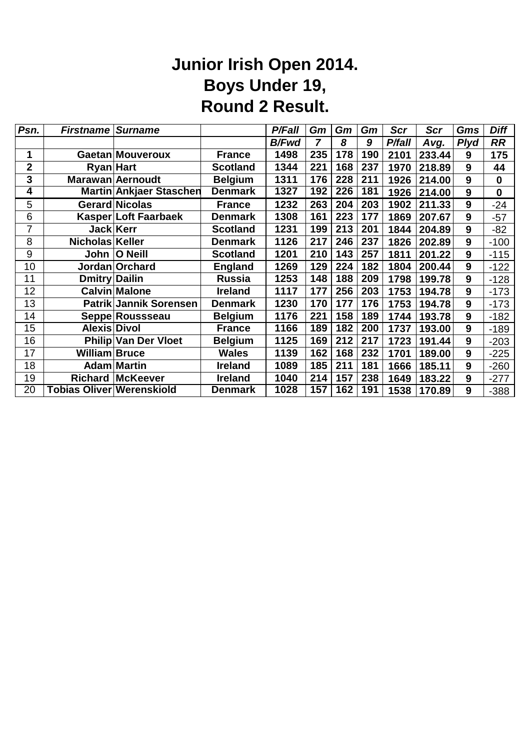# Junior Irish Open 2014.
# Boys Under 19,
# Round 2 Result.

| Psn. | Firstname | Surname | | P/Fall | Gm | Gm | Gm | Scr | Scr | Gms | Diff |
|---|---|---|---|---|---|---|---|---|---|---|---|
| | | | | B/Fwd | 7 | 8 | 9 | P/fall | Avg. | Plyd | RR |
| 1 | Gaetan | Mouveroux | France | 1498 | 235 | 178 | 190 | 2101 | 233.44 | 9 | 175 |
| 2 | Ryan | Hart | Scotland | 1344 | 221 | 168 | 237 | 1970 | 218.89 | 9 | 44 |
| 3 | Marawan | Aernoudt | Belgium | 1311 | 176 | 228 | 211 | 1926 | 214.00 | 9 | 0 |
| 4 | Martin | Ankjaer Staschen | Denmark | 1327 | 192 | 226 | 181 | 1926 | 214.00 | 9 | 0 |
| 5 | Gerard | Nicolas | France | 1232 | 263 | 204 | 203 | 1902 | 211.33 | 9 | -24 |
| 6 | Kasper | Loft Faarbaek | Denmark | 1308 | 161 | 223 | 177 | 1869 | 207.67 | 9 | -57 |
| 7 | Jack | Kerr | Scotland | 1231 | 199 | 213 | 201 | 1844 | 204.89 | 9 | -82 |
| 8 | Nicholas | Keller | Denmark | 1126 | 217 | 246 | 237 | 1826 | 202.89 | 9 | -100 |
| 9 | John | O Neill | Scotland | 1201 | 210 | 143 | 257 | 1811 | 201.22 | 9 | -115 |
| 10 | Jordan | Orchard | England | 1269 | 129 | 224 | 182 | 1804 | 200.44 | 9 | -122 |
| 11 | Dmitry | Dailin | Russia | 1253 | 148 | 188 | 209 | 1798 | 199.78 | 9 | -128 |
| 12 | Calvin | Malone | Ireland | 1117 | 177 | 256 | 203 | 1753 | 194.78 | 9 | -173 |
| 13 | Patrik | Jannik Sorensen | Denmark | 1230 | 170 | 177 | 176 | 1753 | 194.78 | 9 | -173 |
| 14 | Seppe | Roussseau | Belgium | 1176 | 221 | 158 | 189 | 1744 | 193.78 | 9 | -182 |
| 15 | Alexis | Divol | France | 1166 | 189 | 182 | 200 | 1737 | 193.00 | 9 | -189 |
| 16 | Philip | Van Der Vloet | Belgium | 1125 | 169 | 212 | 217 | 1723 | 191.44 | 9 | -203 |
| 17 | William | Bruce | Wales | 1139 | 162 | 168 | 232 | 1701 | 189.00 | 9 | -225 |
| 18 | Adam | Martin | Ireland | 1089 | 185 | 211 | 181 | 1666 | 185.11 | 9 | -260 |
| 19 | Richard | McKeever | Ireland | 1040 | 214 | 157 | 238 | 1649 | 183.22 | 9 | -277 |
| 20 | Tobias Oliver | Werenskiold | Denmark | 1028 | 157 | 162 | 191 | 1538 | 170.89 | 9 | -388 |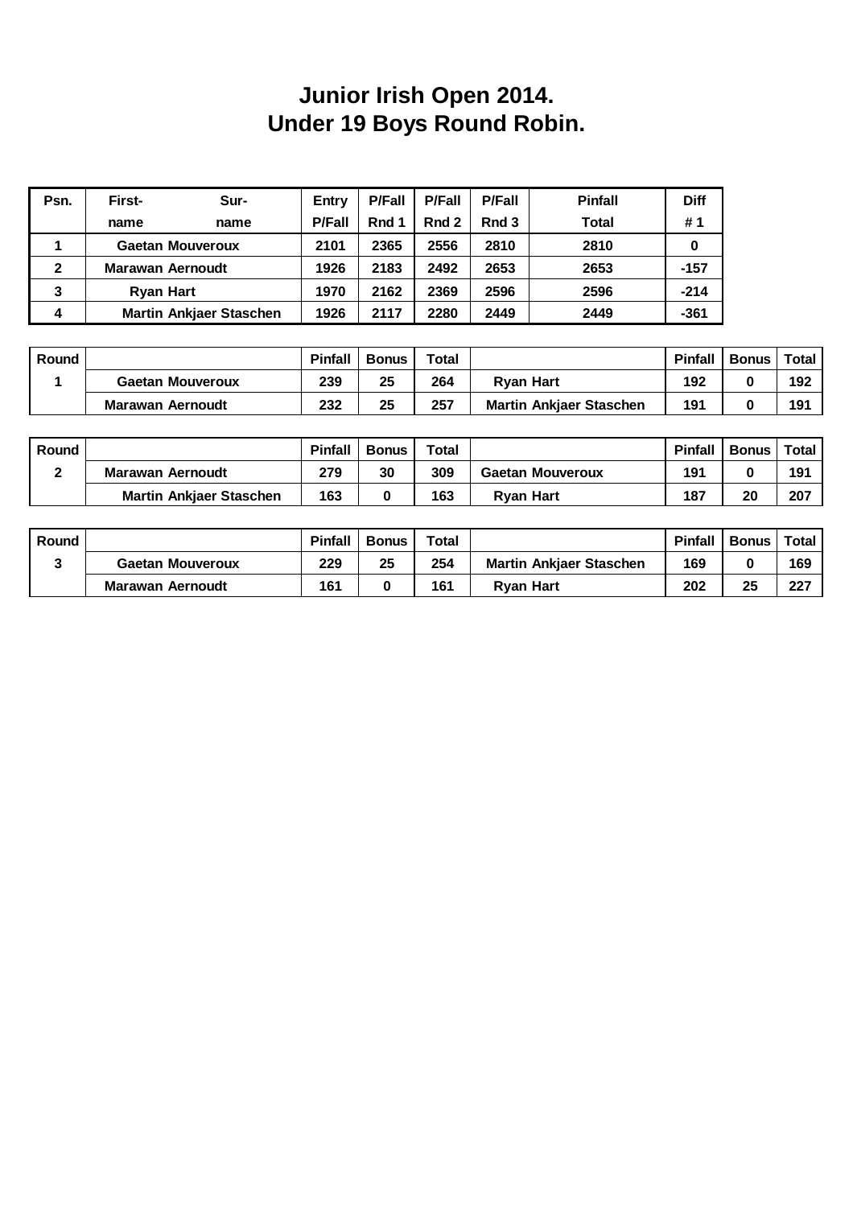# Junior Irish Open 2014.
# Under 19 Boys Round Robin.

| Psn. | First-name | Sur-name | Entry P/Fall | P/Fall Rnd 1 | P/Fall Rnd 2 | P/Fall Rnd 3 | Pinfall Total | Diff # 1 |
|---|---|---|---|---|---|---|---|---|
| 1 | Gaetan | Mouveroux | 2101 | 2365 | 2556 | 2810 | 2810 | 0 |
| 2 | Marawan | Aernoudt | 1926 | 2183 | 2492 | 2653 | 2653 | -157 |
| 3 | Ryan | Hart | 1970 | 2162 | 2369 | 2596 | 2596 | -214 |
| 4 | Martin | Ankjaer Staschen | 1926 | 2117 | 2280 | 2449 | 2449 | -361 |

| Round | | Pinfall | Bonus | Total | | Pinfall | Bonus | Total |
|---|---|---|---|---|---|---|---|---|
| 1 | Gaetan Mouveroux | 239 | 25 | 264 | Ryan Hart | 192 | 0 | 192 |
| | Marawan Aernoudt | 232 | 25 | 257 | Martin Ankjaer Staschen | 191 | 0 | 191 |

| Round | | Pinfall | Bonus | Total | | Pinfall | Bonus | Total |
|---|---|---|---|---|---|---|---|---|
| 2 | Marawan Aernoudt | 279 | 30 | 309 | Gaetan Mouveroux | 191 | 0 | 191 |
| | Martin Ankjaer Staschen | 163 | 0 | 163 | Ryan Hart | 187 | 20 | 207 |

| Round | | Pinfall | Bonus | Total | | Pinfall | Bonus | Total |
|---|---|---|---|---|---|---|---|---|
| 3 | Gaetan Mouveroux | 229 | 25 | 254 | Martin Ankjaer Staschen | 169 | 0 | 169 |
| | Marawan Aernoudt | 161 | 0 | 161 | Ryan Hart | 202 | 25 | 227 |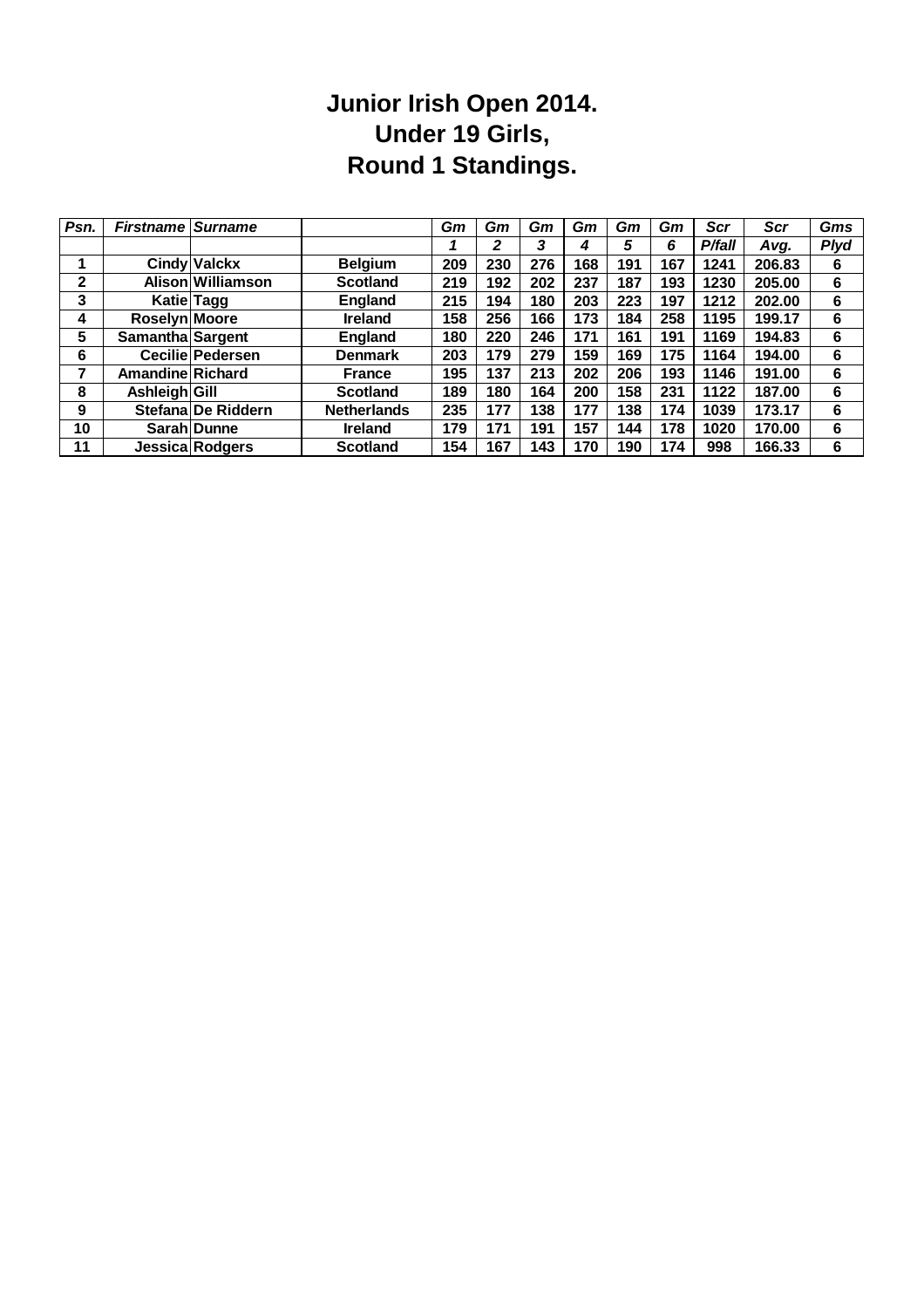# Junior Irish Open 2014.
# Under 19 Girls,
# Round 1 Standings.

| *Psn.* | *Firstname* | *Surname* | | *Gm* | *Gm* | *Gm* | *Gm* | *Gm* | *Gm* | *Scr* | *Scr* | *Gms* |
|---|---|---|---|---|---|---|---|---|---|---|---|---|
| | | | | *1* | *2* | *3* | *4* | *5* | *6* | *P/fall* | *Avg.* | *Plyd* |
| **1** | **Cindy** | **Valckx** | **Belgium** | **209** | **230** | **276** | **168** | **191** | **167** | **1241** | **206.83** | **6** |
| **2** | **Alison** | **Williamson** | **Scotland** | **219** | **192** | **202** | **237** | **187** | **193** | **1230** | **205.00** | **6** |
| **3** | **Katie** | **Tagg** | **England** | **215** | **194** | **180** | **203** | **223** | **197** | **1212** | **202.00** | **6** |
| **4** | **Roselyn** | **Moore** | **Ireland** | **158** | **256** | **166** | **173** | **184** | **258** | **1195** | **199.17** | **6** |
| **5** | **Samantha** | **Sargent** | **England** | **180** | **220** | **246** | **171** | **161** | **191** | **1169** | **194.83** | **6** |
| **6** | **Cecilie** | **Pedersen** | **Denmark** | **203** | **179** | **279** | **159** | **169** | **175** | **1164** | **194.00** | **6** |
| **7** | **Amandine** | **Richard** | **France** | **195** | **137** | **213** | **202** | **206** | **193** | **1146** | **191.00** | **6** |
| **8** | **Ashleigh** | **Gill** | **Scotland** | **189** | **180** | **164** | **200** | **158** | **231** | **1122** | **187.00** | **6** |
| **9** | **Stefana** | **De Riddern** | **Netherlands** | **235** | **177** | **138** | **177** | **138** | **174** | **1039** | **173.17** | **6** |
| **10** | **Sarah** | **Dunne** | **Ireland** | **179** | **171** | **191** | **157** | **144** | **178** | **1020** | **170.00** | **6** |
| **11** | **Jessica** | **Rodgers** | **Scotland** | **154** | **167** | **143** | **170** | **190** | **174** | **998** | **166.33** | **6** |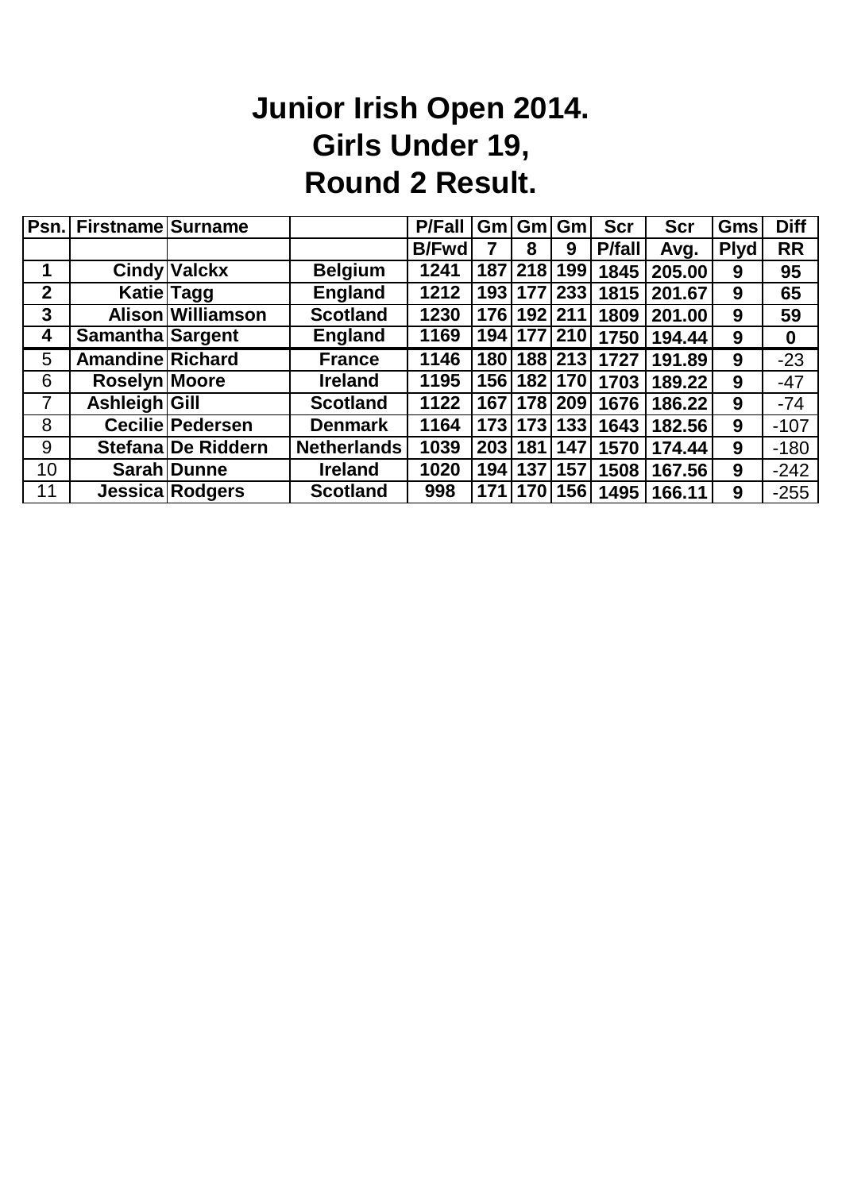# Junior Irish Open 2014.
# Girls Under 19,
# Round 2 Result.

| Psn. | Firstname | Surname | | P/Fall | Gm | Gm | Gm | Scr | Scr | Gms | Diff |
|---|---|---|---|---|---|---|---|---|---|---|---|
| | | | | B/Fwd | 7 | 8 | 9 | P/fall | Avg. | Plyd | RR |
| 1 | Cindy | Valckx | Belgium | 1241 | 187 | 218 | 199 | 1845 | 205.00 | 9 | 95 |
| 2 | Katie | Tagg | England | 1212 | 193 | 177 | 233 | 1815 | 201.67 | 9 | 65 |
| 3 | Alison | Williamson | Scotland | 1230 | 176 | 192 | 211 | 1809 | 201.00 | 9 | 59 |
| 4 | Samantha | Sargent | England | 1169 | 194 | 177 | 210 | 1750 | 194.44 | 9 | 0 |
| 5 | Amandine | Richard | France | 1146 | 180 | 188 | 213 | 1727 | 191.89 | 9 | -23 |
| 6 | Roselyn | Moore | Ireland | 1195 | 156 | 182 | 170 | 1703 | 189.22 | 9 | -47 |
| 7 | Ashleigh | Gill | Scotland | 1122 | 167 | 178 | 209 | 1676 | 186.22 | 9 | -74 |
| 8 | Cecilie | Pedersen | Denmark | 1164 | 173 | 173 | 133 | 1643 | 182.56 | 9 | -107 |
| 9 | Stefana | De Riddern | Netherlands | 1039 | 203 | 181 | 147 | 1570 | 174.44 | 9 | -180 |
| 10 | Sarah | Dunne | Ireland | 1020 | 194 | 137 | 157 | 1508 | 167.56 | 9 | -242 |
| 11 | Jessica | Rodgers | Scotland | 998 | 171 | 170 | 156 | 1495 | 166.11 | 9 | -255 |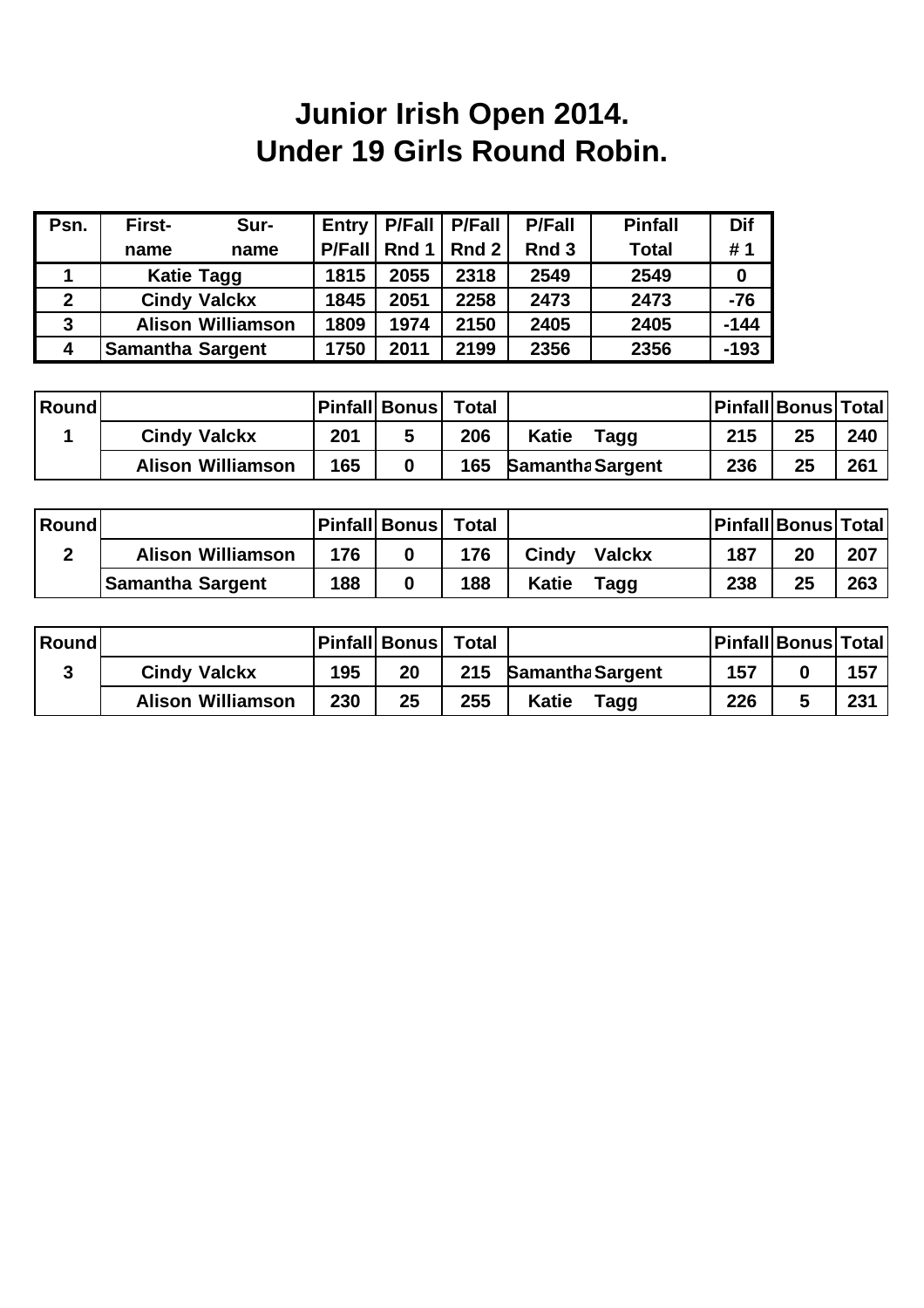# Junior Irish Open 2014.
# Under 19 Girls Round Robin.

| Psn. | First- name | Sur- name | Entry P/Fall | P/Fall Rnd 1 | P/Fall Rnd 2 | P/Fall Rnd 3 | Pinfall Total | Dif # 1 |
|---|---|---|---|---|---|---|---|---|
| 1 | Katie | Tagg | 1815 | 2055 | 2318 | 2549 | 2549 | 0 |
| 2 | Cindy | Valckx | 1845 | 2051 | 2258 | 2473 | 2473 | -76 |
| 3 | Alison | Williamson | 1809 | 1974 | 2150 | 2405 | 2405 | -144 |
| 4 | Samantha | Sargent | 1750 | 2011 | 2199 | 2356 | 2356 | -193 |

| Round | | Pinfall | Bonus | Total | | Pinfall | Bonus | Total |
|---|---|---|---|---|---|---|---|---|
| 1 | Cindy Valckx | 201 | 5 | 206 | Katie Tagg | 215 | 25 | 240 |
| | Alison Williamson | 165 | 0 | 165 | Samantha Sargent | 236 | 25 | 261 |

| Round | | Pinfall | Bonus | Total | | Pinfall | Bonus | Total |
|---|---|---|---|---|---|---|---|---|
| 2 | Alison Williamson | 176 | 0 | 176 | Cindy Valckx | 187 | 20 | 207 |
| | Samantha Sargent | 188 | 0 | 188 | Katie Tagg | 238 | 25 | 263 |

| Round | | Pinfall | Bonus | Total | | Pinfall | Bonus | Total |
|---|---|---|---|---|---|---|---|---|
| 3 | Cindy Valckx | 195 | 20 | 215 | Samantha Sargent | 157 | 0 | 157 |
| | Alison Williamson | 230 | 25 | 255 | Katie Tagg | 226 | 5 | 231 |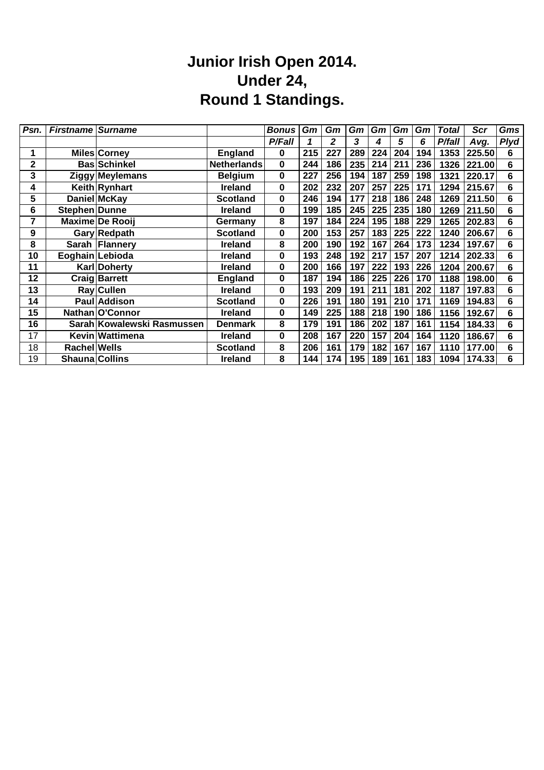# Junior Irish Open 2014.
# Under 24,
# Round 1 Standings.

| *Psn.* | *Firstname* | *Surname* | | *Bonus* | *Gm* | *Gm* | *Gm* | *Gm* | *Gm* | *Gm* | *Total* | *Scr* | *Gms* |
|---|---|---|---|---|---|---|---|---|---|---|---|---|---|
| | | | | *P/Fall* | *1* | *2* | *3* | *4* | *5* | *6* | *P/fall* | *Avg.* | *Plyd* |
| **1** | **Miles** | **Corney** | **England** | **0** | **215** | **227** | **289** | **224** | **204** | **194** | **1353** | **225.50** | **6** |
| **2** | **Bas** | **Schinkel** | **Netherlands** | **0** | **244** | **186** | **235** | **214** | **211** | **236** | **1326** | **221.00** | **6** |
| **3** | **Ziggy** | **Meylemans** | **Belgium** | **0** | **227** | **256** | **194** | **187** | **259** | **198** | **1321** | **220.17** | **6** |
| **4** | **Keith** | **Rynhart** | **Ireland** | **0** | **202** | **232** | **207** | **257** | **225** | **171** | **1294** | **215.67** | **6** |
| **5** | **Daniel** | **McKay** | **Scotland** | **0** | **246** | **194** | **177** | **218** | **186** | **248** | **1269** | **211.50** | **6** |
| **6** | **Stephen** | **Dunne** | **Ireland** | **0** | **199** | **185** | **245** | **225** | **235** | **180** | **1269** | **211.50** | **6** |
| **7** | **Maxime** | **De Rooij** | **Germany** | **8** | **197** | **184** | **224** | **195** | **188** | **229** | **1265** | **202.83** | **6** |
| **9** | **Gary** | **Redpath** | **Scotland** | **0** | **200** | **153** | **257** | **183** | **225** | **222** | **1240** | **206.67** | **6** |
| **8** | **Sarah** | **Flannery** | **Ireland** | **8** | **200** | **190** | **192** | **167** | **264** | **173** | **1234** | **197.67** | **6** |
| **10** | **Eoghain** | **Lebioda** | **Ireland** | **0** | **193** | **248** | **192** | **217** | **157** | **207** | **1214** | **202.33** | **6** |
| **11** | **Karl** | **Doherty** | **Ireland** | **0** | **200** | **166** | **197** | **222** | **193** | **226** | **1204** | **200.67** | **6** |
| **12** | **Craig** | **Barrett** | **England** | **0** | **187** | **194** | **186** | **225** | **226** | **170** | **1188** | **198.00** | **6** |
| **13** | **Ray** | **Cullen** | **Ireland** | **0** | **193** | **209** | **191** | **211** | **181** | **202** | **1187** | **197.83** | **6** |
| **14** | **Paul** | **Addison** | **Scotland** | **0** | **226** | **191** | **180** | **191** | **210** | **171** | **1169** | **194.83** | **6** |
| **15** | **Nathan** | **O'Connor** | **Ireland** | **0** | **149** | **225** | **188** | **218** | **190** | **186** | **1156** | **192.67** | **6** |
| **16** | **Sarah** | **Kowalewski Rasmussen** | **Denmark** | **8** | **179** | **191** | **186** | **202** | **187** | **161** | **1154** | **184.33** | **6** |
| 17 | **Kevin** | **Wattimena** | **Ireland** | **0** | **208** | **167** | **220** | **157** | **204** | **164** | **1120** | **186.67** | **6** |
| 18 | **Rachel** | **Wells** | **Scotland** | **8** | **206** | **161** | **179** | **182** | **167** | **167** | **1110** | **177.00** | **6** |
| 19 | **Shauna** | **Collins** | **Ireland** | **8** | **144** | **174** | **195** | **189** | **161** | **183** | **1094** | **174.33** | **6** |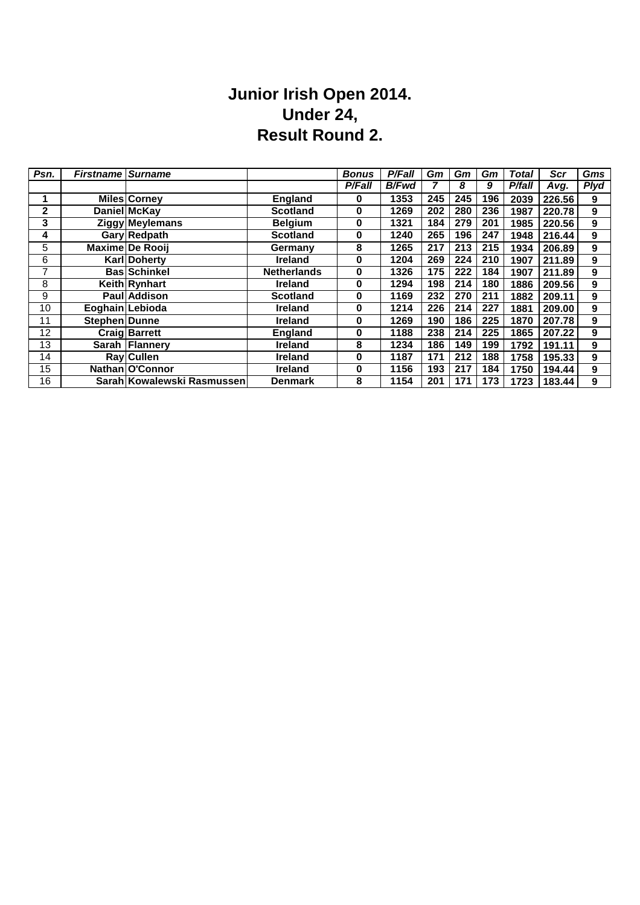# Junior Irish Open 2014.
# Under 24,
# Result Round 2.

| Psn. | Firstname | Surname | | Bonus | P/Fall | Gm | Gm | Gm | Total | Scr | Gms |
|---|---|---|---|---|---|---|---|---|---|---|---|
| | | | | P/Fall | B/Fwd | 7 | 8 | 9 | P/fall | Avg. | Plyd |
| 1 | Miles | Corney | England | 0 | 1353 | 245 | 245 | 196 | 2039 | 226.56 | 9 |
| 2 | Daniel | McKay | Scotland | 0 | 1269 | 202 | 280 | 236 | 1987 | 220.78 | 9 |
| 3 | Ziggy | Meylemans | Belgium | 0 | 1321 | 184 | 279 | 201 | 1985 | 220.56 | 9 |
| 4 | Gary | Redpath | Scotland | 0 | 1240 | 265 | 196 | 247 | 1948 | 216.44 | 9 |
| 5 | Maxime | De Rooij | Germany | 8 | 1265 | 217 | 213 | 215 | 1934 | 206.89 | 9 |
| 6 | Karl | Doherty | Ireland | 0 | 1204 | 269 | 224 | 210 | 1907 | 211.89 | 9 |
| 7 | Bas | Schinkel | Netherlands | 0 | 1326 | 175 | 222 | 184 | 1907 | 211.89 | 9 |
| 8 | Keith | Rynhart | Ireland | 0 | 1294 | 198 | 214 | 180 | 1886 | 209.56 | 9 |
| 9 | Paul | Addison | Scotland | 0 | 1169 | 232 | 270 | 211 | 1882 | 209.11 | 9 |
| 10 | Eoghain | Lebioda | Ireland | 0 | 1214 | 226 | 214 | 227 | 1881 | 209.00 | 9 |
| 11 | Stephen | Dunne | Ireland | 0 | 1269 | 190 | 186 | 225 | 1870 | 207.78 | 9 |
| 12 | Craig | Barrett | England | 0 | 1188 | 238 | 214 | 225 | 1865 | 207.22 | 9 |
| 13 | Sarah | Flannery | Ireland | 8 | 1234 | 186 | 149 | 199 | 1792 | 191.11 | 9 |
| 14 | Ray | Cullen | Ireland | 0 | 1187 | 171 | 212 | 188 | 1758 | 195.33 | 9 |
| 15 | Nathan | O'Connor | Ireland | 0 | 1156 | 193 | 217 | 184 | 1750 | 194.44 | 9 |
| 16 | Sarah | Kowalewski Rasmussen | Denmark | 8 | 1154 | 201 | 171 | 173 | 1723 | 183.44 | 9 |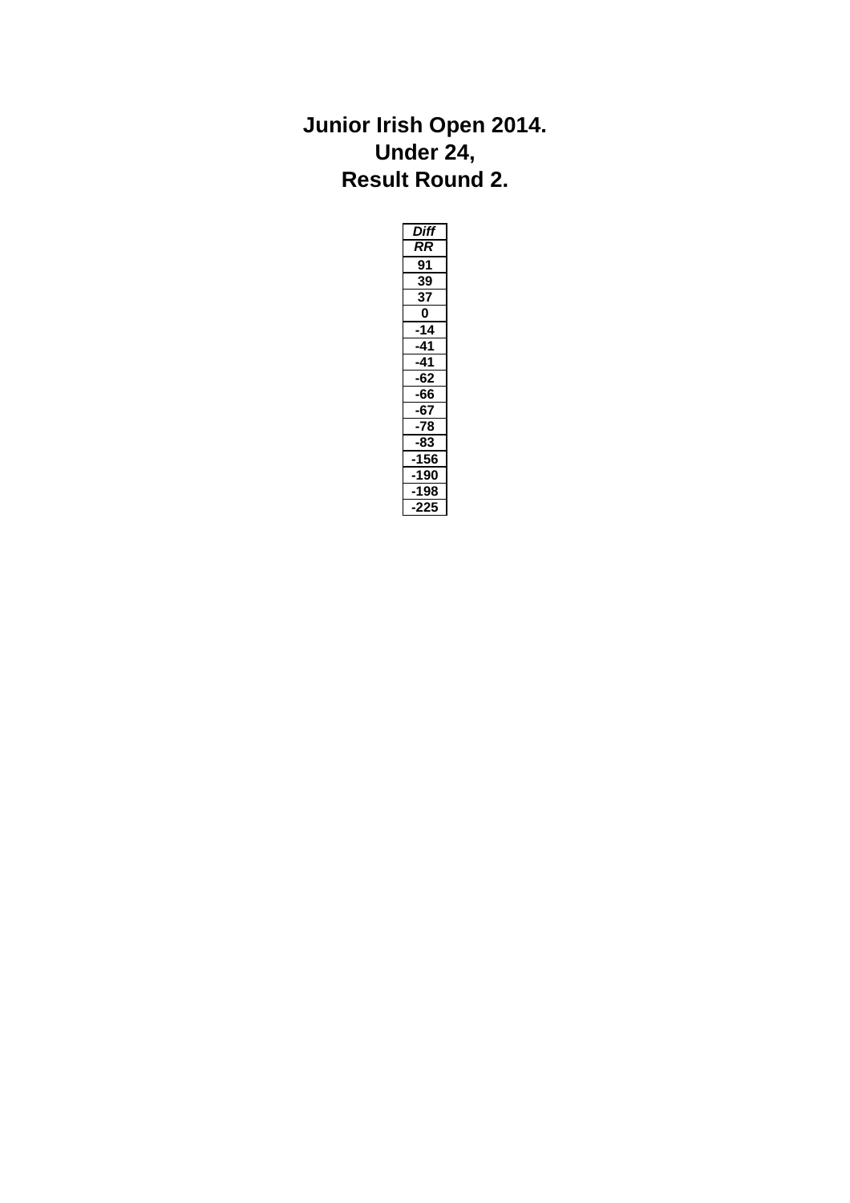**Junior Irish Open 2014.**
**Under 24,**
**Result Round 2.**

| *Diff* |
|---|
| *RR* |
| 91 |
| 39 |
| 37 |
| 0 |
| -14 |
| -41 |
| -41 |
| -62 |
| -66 |
| -67 |
| -78 |
| -83 |
| -156 |
| -190 |
| -198 |
| -225 |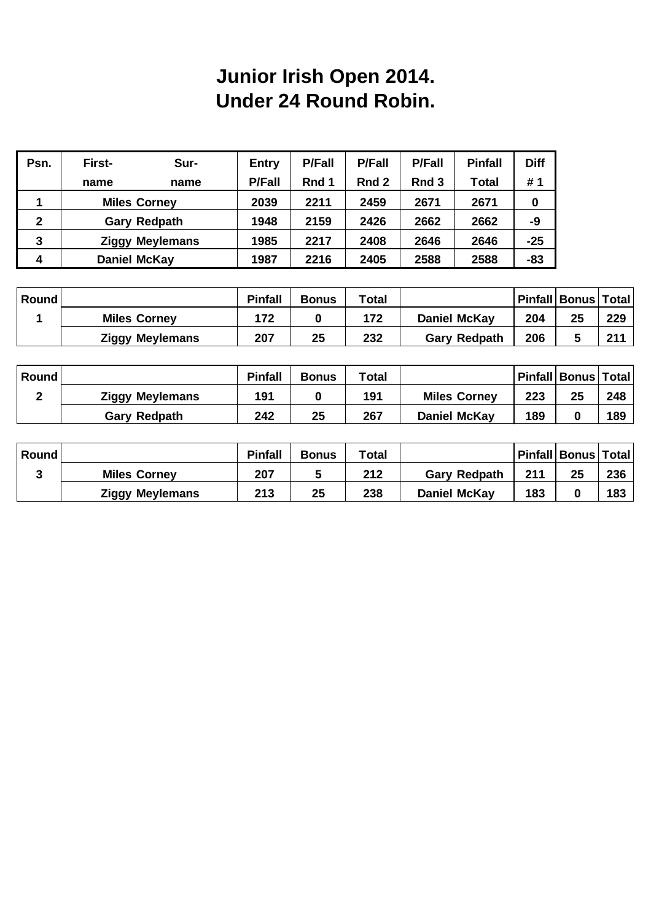# Junior Irish Open 2014.
# Under 24 Round Robin.

| Psn. | First- name | Sur- name | Entry P/Fall | P/Fall Rnd 1 | P/Fall Rnd 2 | P/Fall Rnd 3 | Pinfall Total | Diff # 1 |
|---|---|---|---|---|---|---|---|---|
| 1 | Miles | Corney | 2039 | 2211 | 2459 | 2671 | 2671 | 0 |
| 2 | Gary | Redpath | 1948 | 2159 | 2426 | 2662 | 2662 | -9 |
| 3 | Ziggy | Meylemans | 1985 | 2217 | 2408 | 2646 | 2646 | -25 |
| 4 | Daniel | McKay | 1987 | 2216 | 2405 | 2588 | 2588 | -83 |

| Round | | Pinfall | Bonus | Total | | Pinfall | Bonus | Total |
|---|---|---|---|---|---|---|---|---|
| 1 | Miles Corney | 172 | 0 | 172 | Daniel McKay | 204 | 25 | 229 |
| | Ziggy Meylemans | 207 | 25 | 232 | Gary Redpath | 206 | 5 | 211 |

| Round | | Pinfall | Bonus | Total | | Pinfall | Bonus | Total |
|---|---|---|---|---|---|---|---|---|
| 2 | Ziggy Meylemans | 191 | 0 | 191 | Miles Corney | 223 | 25 | 248 |
| | Gary Redpath | 242 | 25 | 267 | Daniel McKay | 189 | 0 | 189 |

| Round | | Pinfall | Bonus | Total | | Pinfall | Bonus | Total |
|---|---|---|---|---|---|---|---|---|
| 3 | Miles Corney | 207 | 5 | 212 | Gary Redpath | 211 | 25 | 236 |
| | Ziggy Meylemans | 213 | 25 | 238 | Daniel McKay | 183 | 0 | 183 |